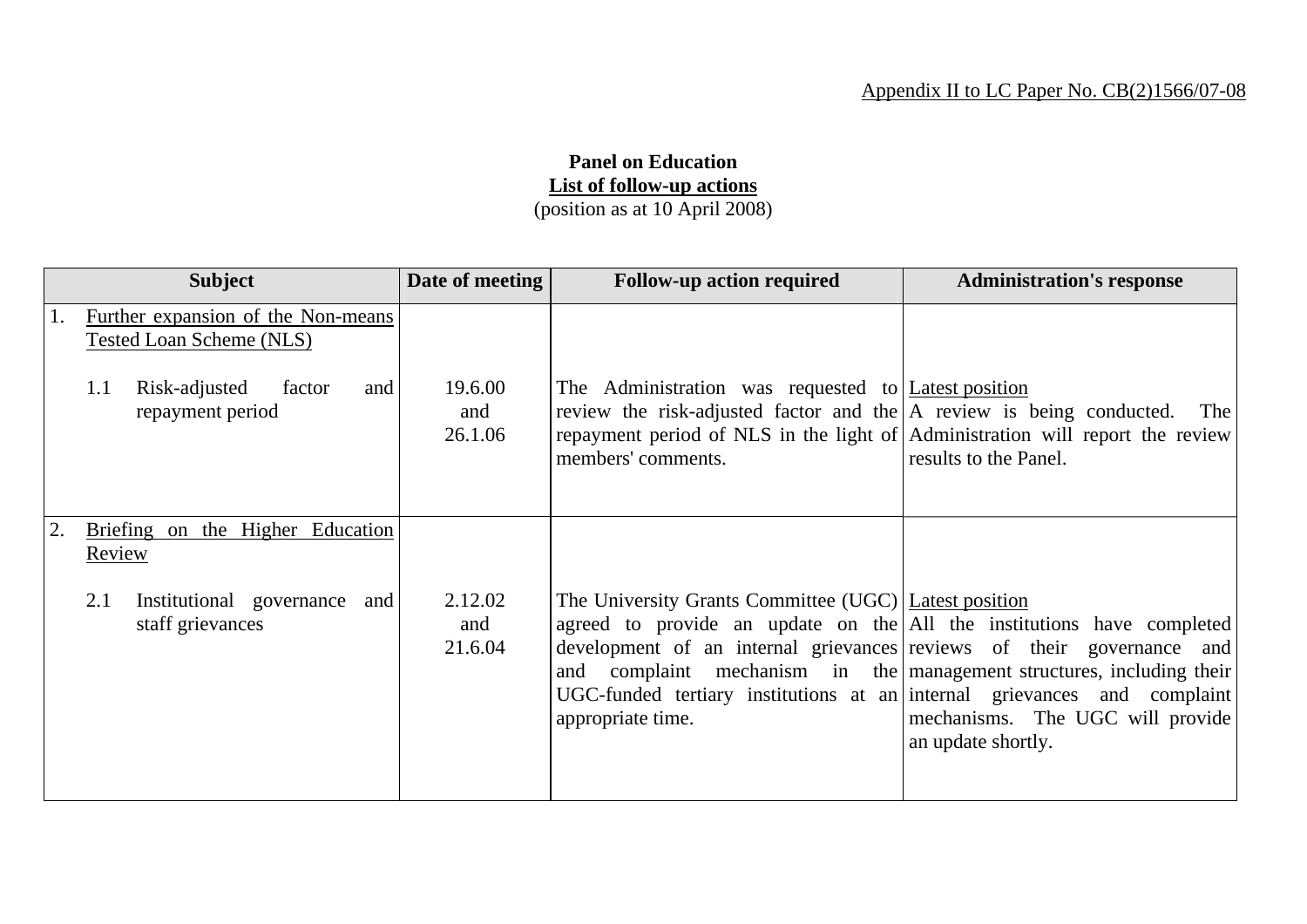Appendix II to LC Paper No. CB(2)1566/07-08

**Panel on Education**
**List of follow-up actions**
(position as at 10 April 2008)

| Subject | Date of meeting | Follow-up action required | Administration's response |
|---|---|---|---|
| 1. Further expansion of the Non-means Tested Loan Scheme (NLS) | | | |
| 1.1 Risk-adjusted factor and repayment period | 19.6.00 and 26.1.06 | The Administration was requested to review the risk-adjusted factor and the repayment period of NLS in the light of members' comments. | Latest position<br>A review is being conducted. The Administration will report the review results to the Panel. |
| 2. Briefing on the Higher Education Review | | | |
| 2.1 Institutional governance and staff grievances | 2.12.02 and 21.6.04 | The University Grants Committee (UGC) agreed to provide an update on the development of an internal grievances and complaint mechanism in the UGC-funded tertiary institutions at an appropriate time. | Latest position<br>All the institutions have completed reviews of their governance and management structures, including their internal grievances and complaint mechanisms. The UGC will provide an update shortly. |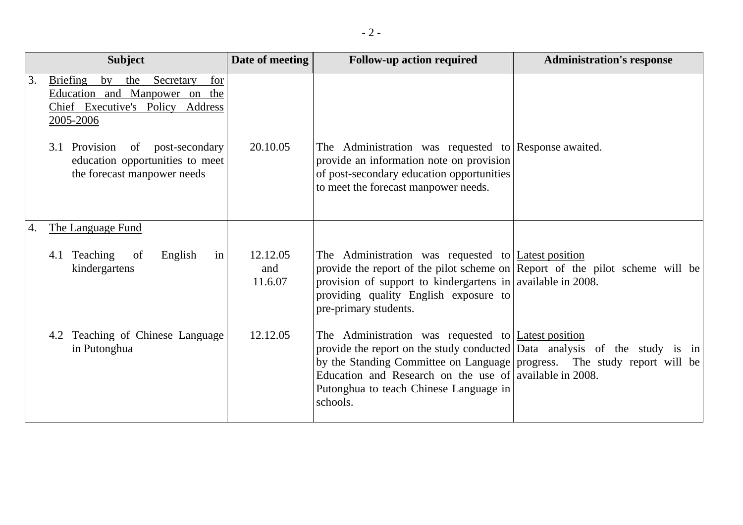| Subject | Date of meeting | Follow-up action required | Administration's response |
|---|---|---|---|
| 3. Briefing by the Secretary for Education and Manpower on the Chief Executive's Policy Address 2005-2006 | | | |
| 3.1 Provision of post-secondary education opportunities to meet the forecast manpower needs | 20.10.05 | The Administration was requested to provide an information note on provision of post-secondary education opportunities to meet the forecast manpower needs. | Response awaited. |
| 4. The Language Fund | | | |
| 4.1 Teaching of English in kindergartens | 12.12.05 and 11.6.07 | The Administration was requested to provide the report of the pilot scheme on provision of support to kindergartens in providing quality English exposure to pre-primary students. | Latest position<br>Report of the pilot scheme will be available in 2008. |
| 4.2 Teaching of Chinese Language in Putonghua | 12.12.05 | The Administration was requested to provide the report on the study conducted by the Standing Committee on Language Education and Research on the use of Putonghua to teach Chinese Language in schools. | Latest position<br>Data analysis of the study is in progress. The study report will be available in 2008. |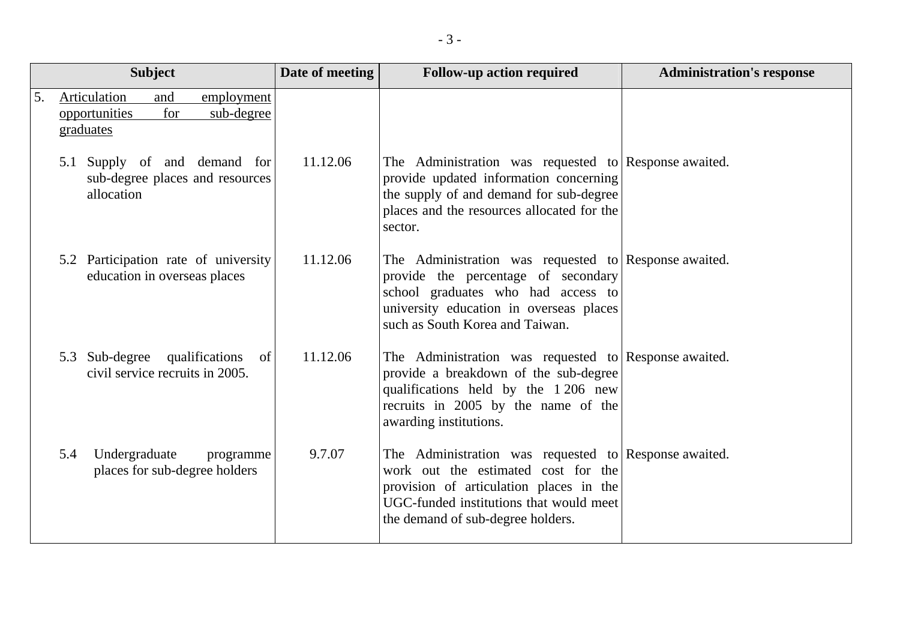| Subject | Date of meeting | Follow-up action required | Administration's response |
|---|---|---|---|
| 5. Articulation and employment opportunities for sub-degree graduates | | | |
| 5.1 Supply of and demand for sub-degree places and resources allocation | 11.12.06 | The Administration was requested to provide updated information concerning the supply of and demand for sub-degree places and the resources allocated for the sector. | Response awaited. |
| 5.2 Participation rate of university education in overseas places | 11.12.06 | The Administration was requested to provide the percentage of secondary school graduates who had access to university education in overseas places such as South Korea and Taiwan. | Response awaited. |
| 5.3 Sub-degree qualifications of civil service recruits in 2005. | 11.12.06 | The Administration was requested to provide a breakdown of the sub-degree qualifications held by the 1 206 new recruits in 2005 by the name of the awarding institutions. | Response awaited. |
| 5.4 Undergraduate programme places for sub-degree holders | 9.7.07 | The Administration was requested to work out the estimated cost for the provision of articulation places in the UGC-funded institutions that would meet the demand of sub-degree holders. | Response awaited. |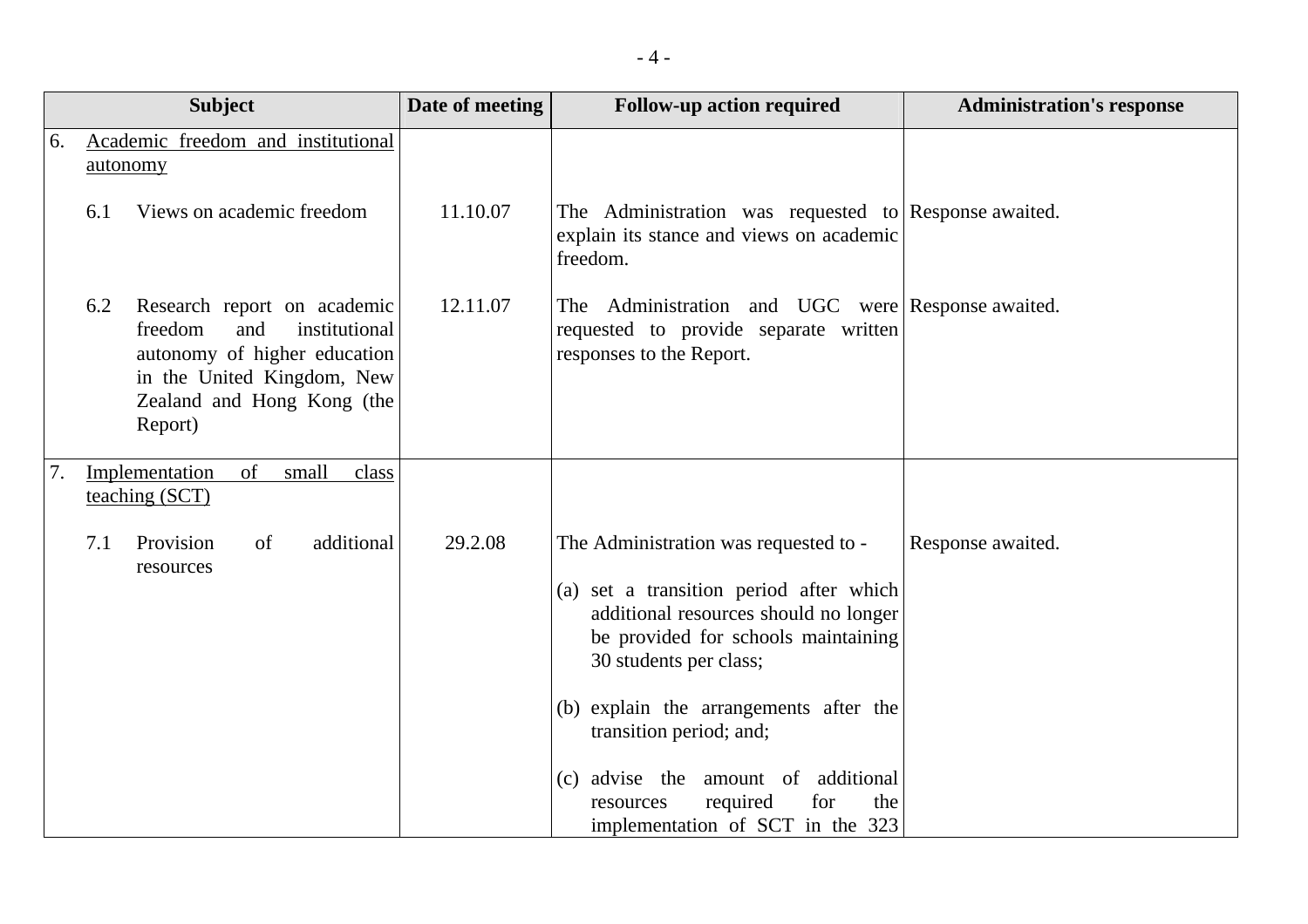| Subject | Date of meeting | Follow-up action required | Administration's response |
|---|---|---|---|
| 6. Academic freedom and institutional autonomy | | | |
| 6.1 Views on academic freedom | 11.10.07 | The Administration was requested to explain its stance and views on academic freedom. | Response awaited. |
| 6.2 Research report on academic freedom and institutional autonomy of higher education in the United Kingdom, New Zealand and Hong Kong (the Report) | 12.11.07 | The Administration and UGC were requested to provide separate written responses to the Report. | Response awaited. |
| 7. Implementation of small class teaching (SCT) | | | |
| 7.1 Provision of additional resources | 29.2.08 | The Administration was requested to - <br><br> (a) set a transition period after which additional resources should no longer be provided for schools maintaining 30 students per class; <br><br> (b) explain the arrangements after the transition period; and; <br><br> (c) advise the amount of additional resources required for the implementation of SCT in the 323 | Response awaited. |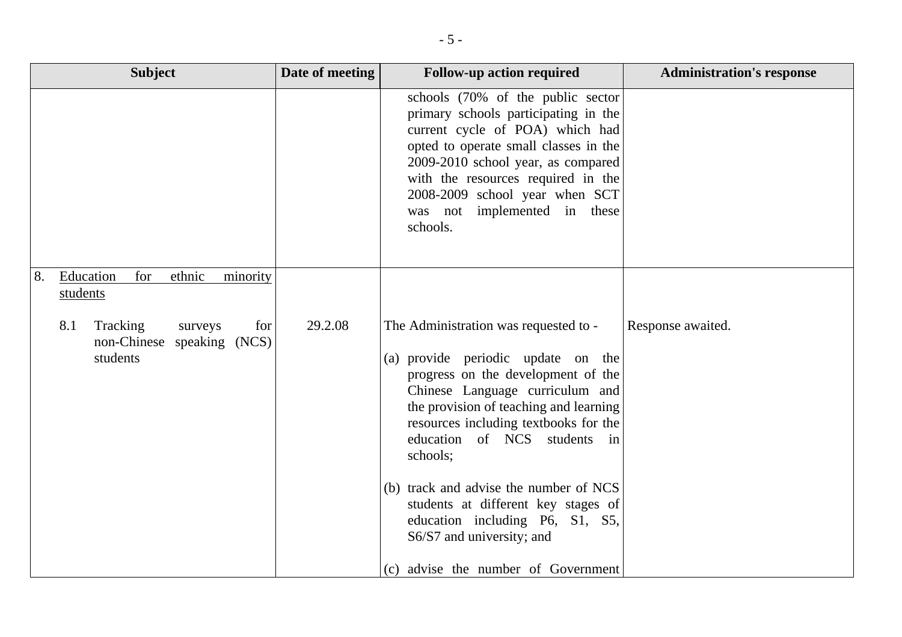| Subject | Date of meeting | Follow-up action required | Administration's response |
|---|---|---|---|
| | | schools (70% of the public sector primary schools participating in the current cycle of POA) which had opted to operate small classes in the 2009-2010 school year, as compared with the resources required in the 2008-2009 school year when SCT was not implemented in these schools. | |
| 8. <u>Education for ethnic minority students</u><br><br>8.1 Tracking surveys for non-Chinese speaking (NCS) students | 29.2.08 | The Administration was requested to -<br><br>(a) provide periodic update on the progress on the development of the Chinese Language curriculum and the provision of teaching and learning resources including textbooks for the education of NCS students in schools;<br><br>(b) track and advise the number of NCS students at different key stages of education including P6, S1, S5, S6/S7 and university; and<br><br>(c) advise the number of Government | Response awaited. |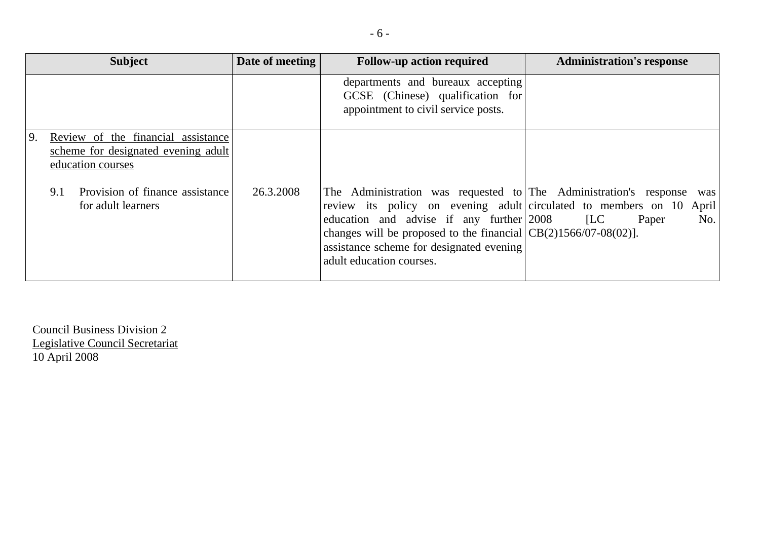| Subject | Date of meeting | Follow-up action required | Administration's response |
|---|---|---|---|
| | | departments and bureaux accepting GCSE (Chinese) qualification for appointment to civil service posts. | |
| 9. Review of the financial assistance scheme for designated evening adult education courses | | | |
| 9.1 Provision of finance assistance for adult learners | 26.3.2008 | The Administration was requested to review its policy on evening adult education and advise if any further changes will be proposed to the financial assistance scheme for designated evening adult education courses. | The Administration's response was circulated to members on 10 April 2008 [LC Paper No. CB(2)1566/07-08(02)]. |

Council Business Division 2
Legislative Council Secretariat
10 April 2008